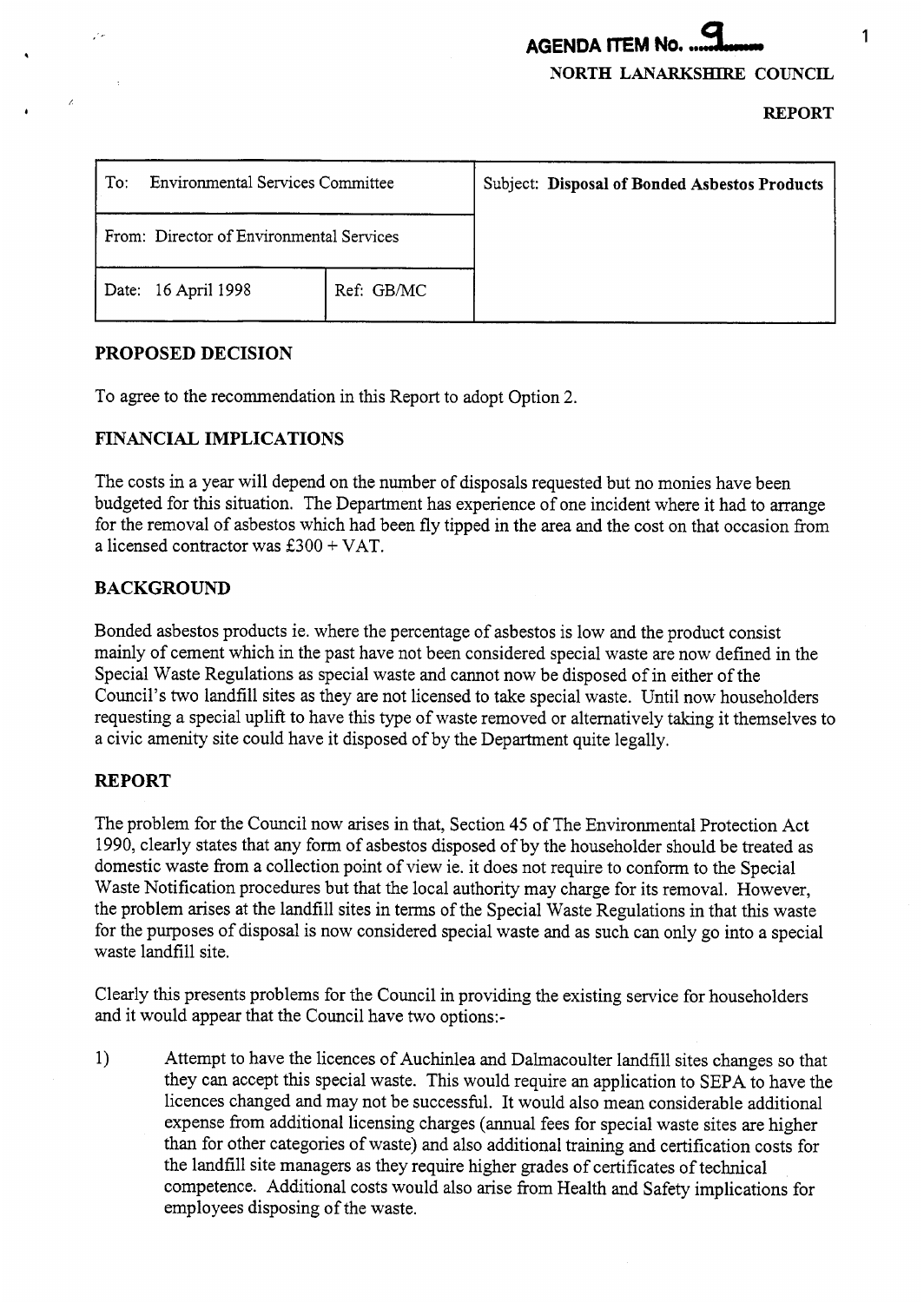**AGENDA ITEM No. 9**

**NORTH LANARKSHIRE COUNCIL**

**REPORT**

| To: Environmental Services Committee | | Subject: **Disposal of Bonded Asbestos Products** |
|---|---|---|
| From: Director of Environmental Services | | |
| Date: 16 April 1998 | Ref: GB/MC | |

## PROPOSED DECISION

To agree to the recommendation in this Report to adopt Option 2.

## FINANCIAL IMPLICATIONS

The costs in a year will depend on the number of disposals requested but no monies have been budgeted for this situation. The Department has experience of one incident where it had to arrange for the removal of asbestos which had been fly tipped in the area and the cost on that occasion from a licensed contractor was £300 + VAT.

## BACKGROUND

Bonded asbestos products ie. where the percentage of asbestos is low and the product consist mainly of cement which in the past have not been considered special waste are now defined in the Special Waste Regulations as special waste and cannot now be disposed of in either of the Council's two landfill sites as they are not licensed to take special waste. Until now householders requesting a special uplift to have this type of waste removed or alternatively taking it themselves to a civic amenity site could have it disposed of by the Department quite legally.

## REPORT

The problem for the Council now arises in that, Section 45 of The Environmental Protection Act 1990, clearly states that any form of asbestos disposed of by the householder should be treated as domestic waste from a collection point of view ie. it does not require to conform to the Special Waste Notification procedures but that the local authority may charge for its removal. However, the problem arises at the landfill sites in terms of the Special Waste Regulations in that this waste for the purposes of disposal is now considered special waste and as such can only go into a special waste landfill site.

Clearly this presents problems for the Council in providing the existing service for householders and it would appear that the Council have two options:-

1) Attempt to have the licences of Auchinlea and Dalmacoulter landfill sites changes so that they can accept this special waste. This would require an application to SEPA to have the licences changed and may not be successful. It would also mean considerable additional expense from additional licensing charges (annual fees for special waste sites are higher than for other categories of waste) and also additional training and certification costs for the landfill site managers as they require higher grades of certificates of technical competence. Additional costs would also arise from Health and Safety implications for employees disposing of the waste.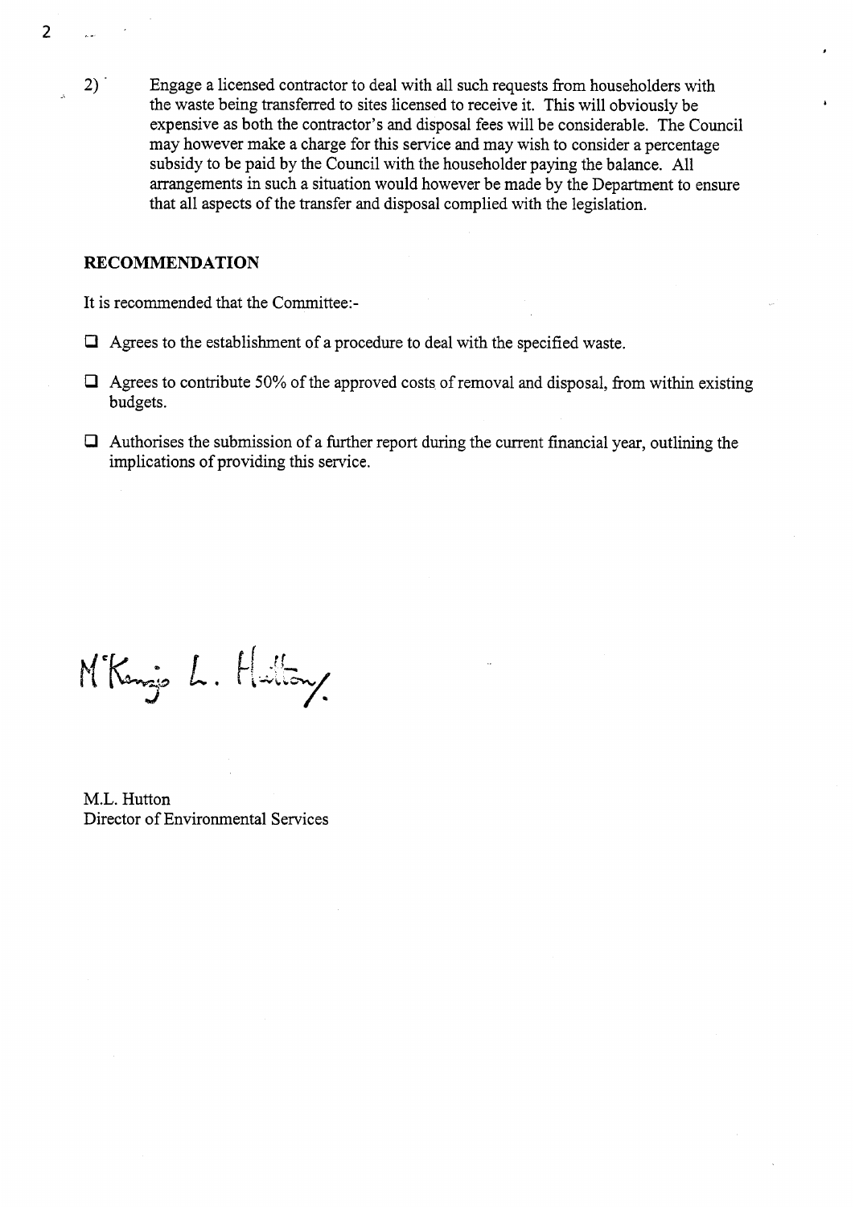2) Engage a licensed contractor to deal with all such requests from householders with the waste being transferred to sites licensed to receive it. This will obviously be expensive as both the contractor's and disposal fees will be considerable. The Council may however make a charge for this service and may wish to consider a percentage subsidy to be paid by the Council with the householder paying the balance. All arrangements in such a situation would however be made by the Department to ensure that all aspects of the transfer and disposal complied with the legislation.

## RECOMMENDATION

It is recommended that the Committee:-

- Agrees to the establishment of a procedure to deal with the specified waste.
- Agrees to contribute 50% of the approved costs of removal and disposal, from within existing budgets.
- Authorises the submission of a further report during the current financial year, outlining the implications of providing this service.

M.L. Hutton
Director of Environmental Services